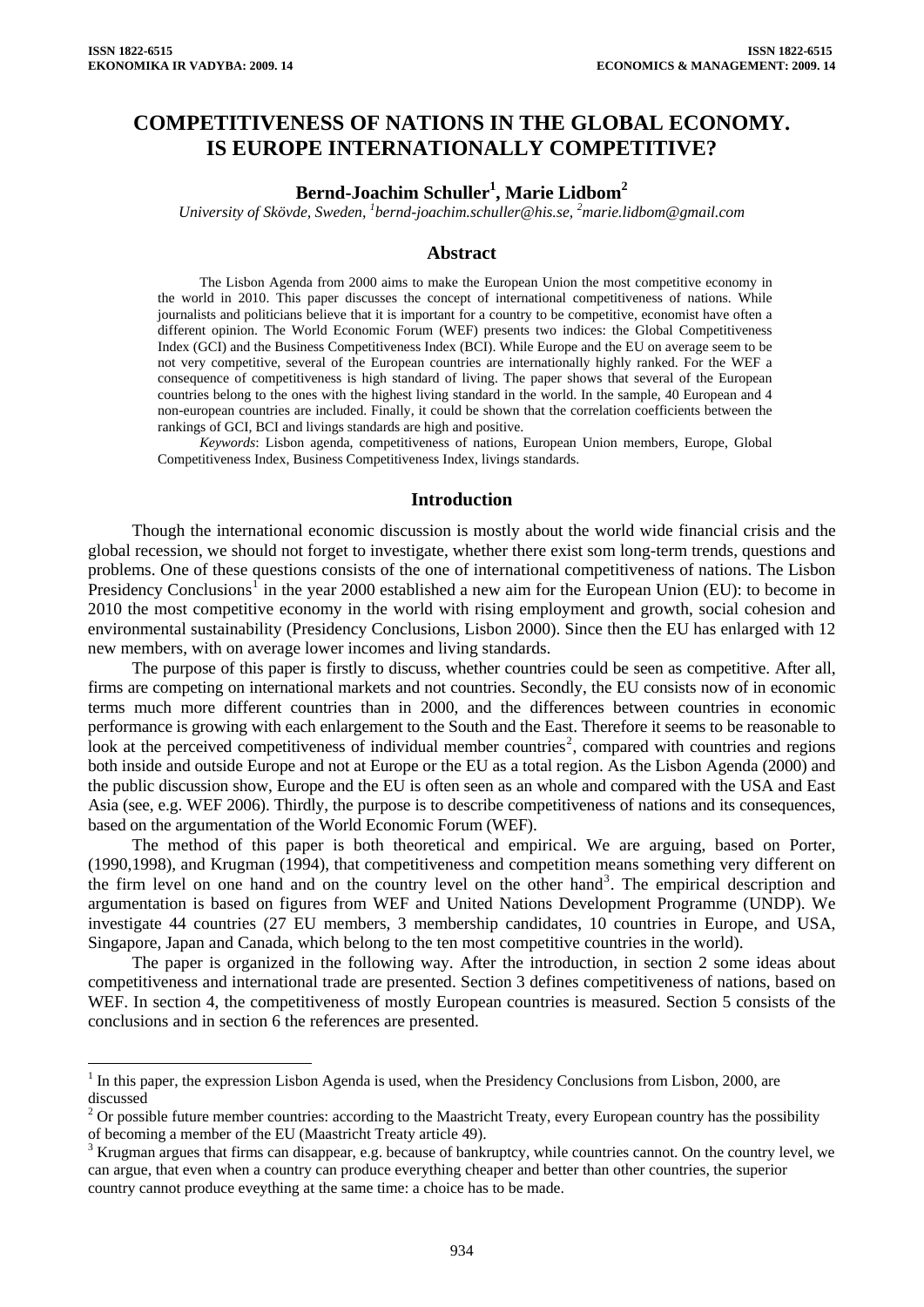# COMPETITIVENESS OF NATIONS IN THE GLOBAL ECONOMY. IS EUROPE INTERNATIONALLY COMPETITIVE?

**Bernd-Joachim Schuller[1], Marie Lidbom[2]**

*University of Skövde, Sweden, [1]bernd-joachim.schuller@his.se, [2]marie.lidbom@gmail.com*

## Abstract

The Lisbon Agenda from 2000 aims to make the European Union the most competitive economy in the world in 2010. This paper discusses the concept of international competitiveness of nations. While journalists and politicians believe that it is important for a country to be competitive, economist have often a different opinion. The World Economic Forum (WEF) presents two indices: the Global Competitiveness Index (GCI) and the Business Competitiveness Index (BCI). While Europe and the EU on average seem to be not very competitive, several of the European countries are internationally highly ranked. For the WEF a consequence of competitiveness is high standard of living. The paper shows that several of the European countries belong to the ones with the highest living standard in the world. In the sample, 40 European and 4 non-european countries are included. Finally, it could be shown that the correlation coefficients between the rankings of GCI, BCI and livings standards are high and positive.

*Keywords*: Lisbon agenda, competitiveness of nations, European Union members, Europe, Global Competitiveness Index, Business Competitiveness Index, livings standards.

## Introduction

Though the international economic discussion is mostly about the world wide financial crisis and the global recession, we should not forget to investigate, whether there exist som long-term trends, questions and problems. One of these questions consists of the one of international competitiveness of nations. The Lisbon Presidency Conclusions[1] in the year 2000 established a new aim for the European Union (EU): to become in 2010 the most competitive economy in the world with rising employment and growth, social cohesion and environmental sustainability (Presidency Conclusions, Lisbon 2000). Since then the EU has enlarged with 12 new members, with on average lower incomes and living standards.

The purpose of this paper is firstly to discuss, whether countries could be seen as competitive. After all, firms are competing on international markets and not countries. Secondly, the EU consists now of in economic terms much more different countries than in 2000, and the differences between countries in economic performance is growing with each enlargement to the South and the East. Therefore it seems to be reasonable to look at the perceived competitiveness of individual member countries[2], compared with countries and regions both inside and outside Europe and not at Europe or the EU as a total region. As the Lisbon Agenda (2000) and the public discussion show, Europe and the EU is often seen as an whole and compared with the USA and East Asia (see, e.g. WEF 2006). Thirdly, the purpose is to describe competitiveness of nations and its consequences, based on the argumentation of the World Economic Forum (WEF).

The method of this paper is both theoretical and empirical. We are arguing, based on Porter, (1990,1998), and Krugman (1994), that competitiveness and competition means something very different on the firm level on one hand and on the country level on the other hand[3]. The empirical description and argumentation is based on figures from WEF and United Nations Development Programme (UNDP). We investigate 44 countries (27 EU members, 3 membership candidates, 10 countries in Europe, and USA, Singapore, Japan and Canada, which belong to the ten most competitive countries in the world).

The paper is organized in the following way. After the introduction, in section 2 some ideas about competitiveness and international trade are presented. Section 3 defines competitiveness of nations, based on WEF. In section 4, the competitiveness of mostly European countries is measured. Section 5 consists of the conclusions and in section 6 the references are presented.

---

[1] In this paper, the expression Lisbon Agenda is used, when the Presidency Conclusions from Lisbon, 2000, are discussed

[2] Or possible future member countries: according to the Maastricht Treaty, every European country has the possibility of becoming a member of the EU (Maastricht Treaty article 49).

[3] Krugman argues that firms can disappear, e.g. because of bankruptcy, while countries cannot. On the country level, we can argue, that even when a country can produce everything cheaper and better than other countries, the superior country cannot produce eveything at the same time: a choice has to be made.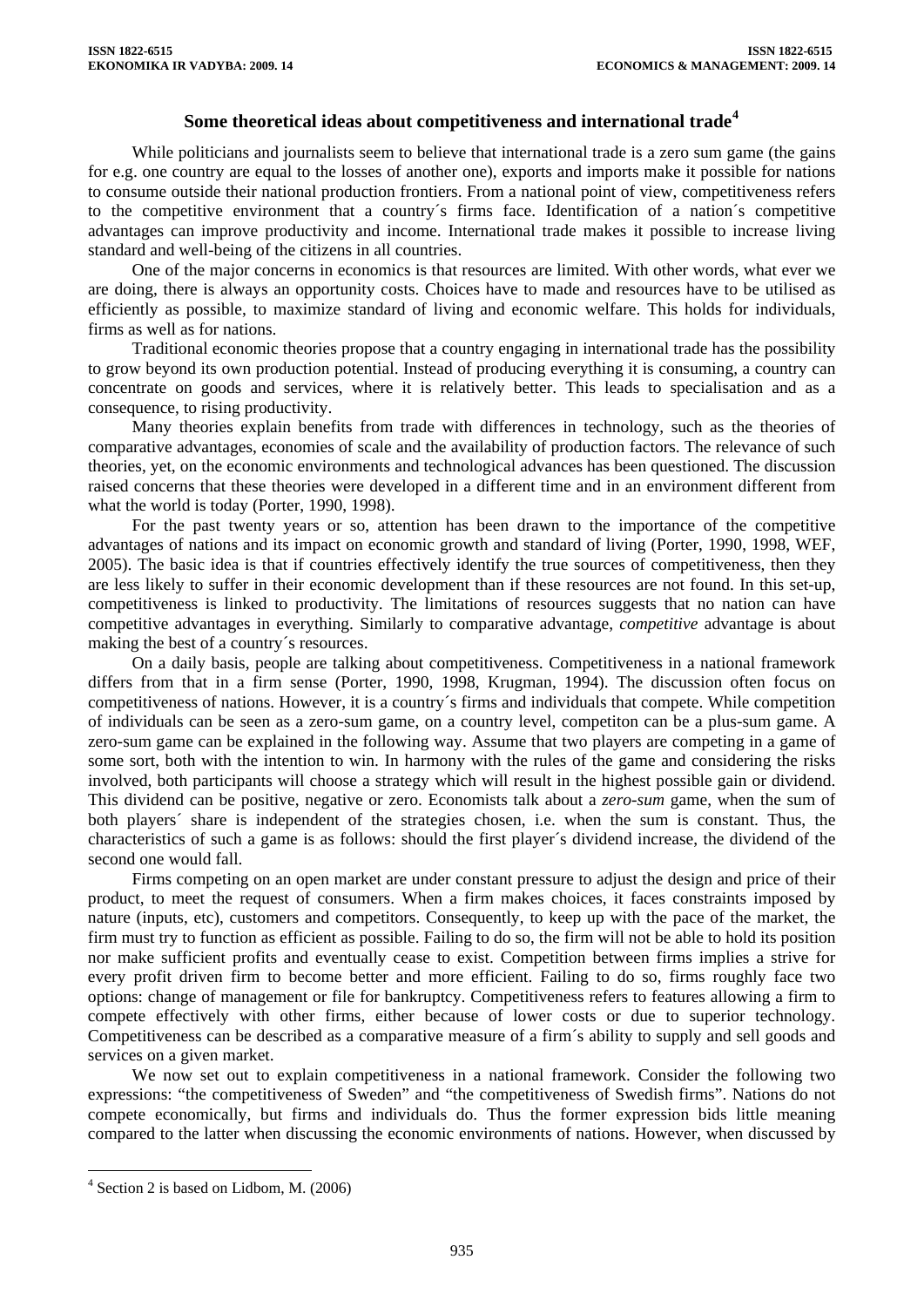## Some theoretical ideas about competitiveness and international trade[4]

While politicians and journalists seem to believe that international trade is a zero sum game (the gains for e.g. one country are equal to the losses of another one), exports and imports make it possible for nations to consume outside their national production frontiers. From a national point of view, competitiveness refers to the competitive environment that a country´s firms face. Identification of a nation´s competitive advantages can improve productivity and income. International trade makes it possible to increase living standard and well-being of the citizens in all countries.

One of the major concerns in economics is that resources are limited. With other words, what ever we are doing, there is always an opportunity costs. Choices have to made and resources have to be utilised as efficiently as possible, to maximize standard of living and economic welfare. This holds for individuals, firms as well as for nations.

Traditional economic theories propose that a country engaging in international trade has the possibility to grow beyond its own production potential. Instead of producing everything it is consuming, a country can concentrate on goods and services, where it is relatively better. This leads to specialisation and as a consequence, to rising productivity.

Many theories explain benefits from trade with differences in technology, such as the theories of comparative advantages, economies of scale and the availability of production factors. The relevance of such theories, yet, on the economic environments and technological advances has been questioned. The discussion raised concerns that these theories were developed in a different time and in an environment different from what the world is today (Porter, 1990, 1998).

For the past twenty years or so, attention has been drawn to the importance of the competitive advantages of nations and its impact on economic growth and standard of living (Porter, 1990, 1998, WEF, 2005). The basic idea is that if countries effectively identify the true sources of competitiveness, then they are less likely to suffer in their economic development than if these resources are not found. In this set-up, competitiveness is linked to productivity. The limitations of resources suggests that no nation can have competitive advantages in everything. Similarly to comparative advantage, *competitive* advantage is about making the best of a country´s resources.

On a daily basis, people are talking about competitiveness. Competitiveness in a national framework differs from that in a firm sense (Porter, 1990, 1998, Krugman, 1994). The discussion often focus on competitiveness of nations. However, it is a country´s firms and individuals that compete. While competition of individuals can be seen as a zero-sum game, on a country level, competiton can be a plus-sum game. A zero-sum game can be explained in the following way. Assume that two players are competing in a game of some sort, both with the intention to win. In harmony with the rules of the game and considering the risks involved, both participants will choose a strategy which will result in the highest possible gain or dividend. This dividend can be positive, negative or zero. Economists talk about a *zero-sum* game, when the sum of both players´ share is independent of the strategies chosen, i.e. when the sum is constant. Thus, the characteristics of such a game is as follows: should the first player´s dividend increase, the dividend of the second one would fall.

Firms competing on an open market are under constant pressure to adjust the design and price of their product, to meet the request of consumers. When a firm makes choices, it faces constraints imposed by nature (inputs, etc), customers and competitors. Consequently, to keep up with the pace of the market, the firm must try to function as efficient as possible. Failing to do so, the firm will not be able to hold its position nor make sufficient profits and eventually cease to exist. Competition between firms implies a strive for every profit driven firm to become better and more efficient. Failing to do so, firms roughly face two options: change of management or file for bankruptcy. Competitiveness refers to features allowing a firm to compete effectively with other firms, either because of lower costs or due to superior technology. Competitiveness can be described as a comparative measure of a firm´s ability to supply and sell goods and services on a given market.

We now set out to explain competitiveness in a national framework. Consider the following two expressions: "the competitiveness of Sweden" and "the competitiveness of Swedish firms". Nations do not compete economically, but firms and individuals do. Thus the former expression bids little meaning compared to the latter when discussing the economic environments of nations. However, when discussed by

---

[4] Section 2 is based on Lidbom, M. (2006)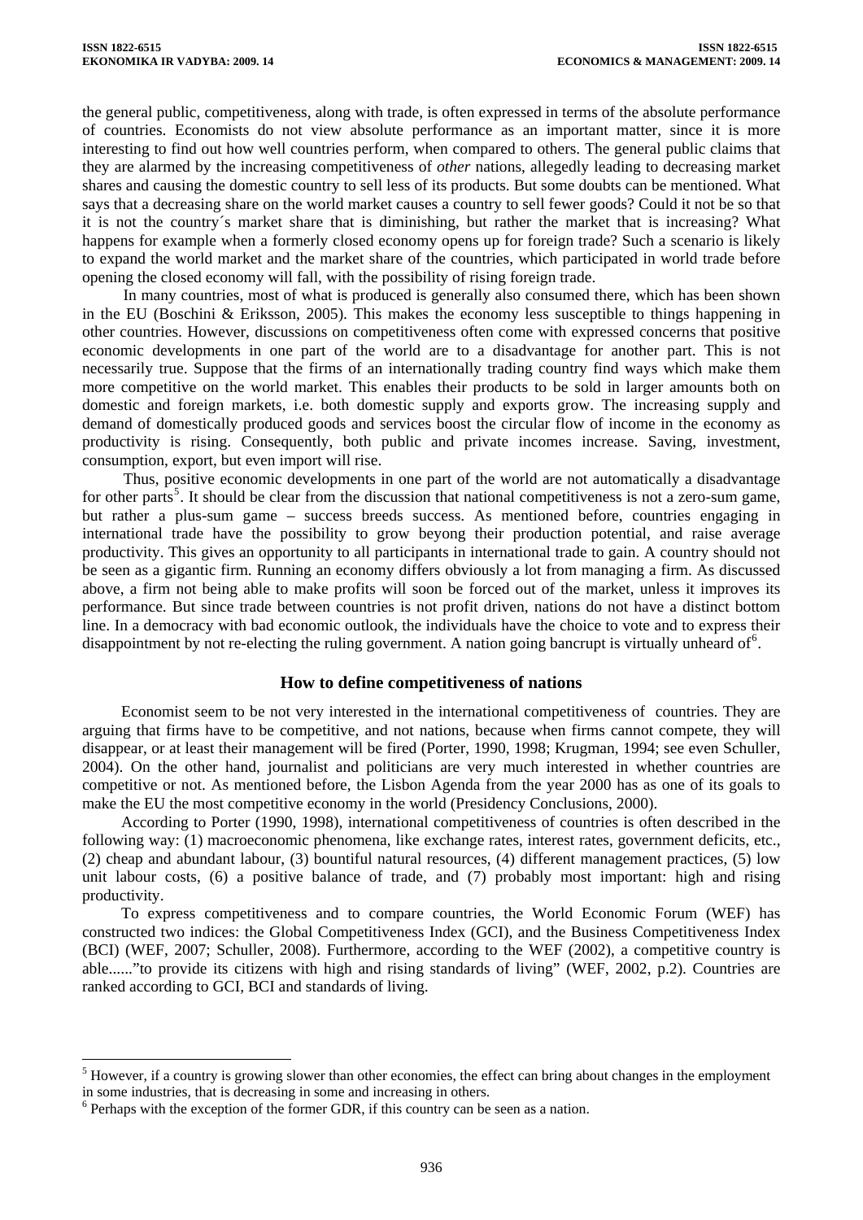the general public, competitiveness, along with trade, is often expressed in terms of the absolute performance of countries. Economists do not view absolute performance as an important matter, since it is more interesting to find out how well countries perform, when compared to others. The general public claims that they are alarmed by the increasing competitiveness of *other* nations, allegedly leading to decreasing market shares and causing the domestic country to sell less of its products. But some doubts can be mentioned. What says that a decreasing share on the world market causes a country to sell fewer goods? Could it not be so that it is not the country´s market share that is diminishing, but rather the market that is increasing? What happens for example when a formerly closed economy opens up for foreign trade? Such a scenario is likely to expand the world market and the market share of the countries, which participated in world trade before opening the closed economy will fall, with the possibility of rising foreign trade.

In many countries, most of what is produced is generally also consumed there, which has been shown in the EU (Boschini & Eriksson, 2005). This makes the economy less susceptible to things happening in other countries. However, discussions on competitiveness often come with expressed concerns that positive economic developments in one part of the world are to a disadvantage for another part. This is not necessarily true. Suppose that the firms of an internationally trading country find ways which make them more competitive on the world market. This enables their products to be sold in larger amounts both on domestic and foreign markets, i.e. both domestic supply and exports grow. The increasing supply and demand of domestically produced goods and services boost the circular flow of income in the economy as productivity is rising. Consequently, both public and private incomes increase. Saving, investment, consumption, export, but even import will rise.

Thus, positive economic developments in one part of the world are not automatically a disadvantage for other parts[5]. It should be clear from the discussion that national competitiveness is not a zero-sum game, but rather a plus-sum game – success breeds success. As mentioned before, countries engaging in international trade have the possibility to grow beyong their production potential, and raise average productivity. This gives an opportunity to all participants in international trade to gain. A country should not be seen as a gigantic firm. Running an economy differs obviously a lot from managing a firm. As discussed above, a firm not being able to make profits will soon be forced out of the market, unless it improves its performance. But since trade between countries is not profit driven, nations do not have a distinct bottom line. In a democracy with bad economic outlook, the individuals have the choice to vote and to express their disappointment by not re-electing the ruling government. A nation going bancrupt is virtually unheard of[6].

## How to define competitiveness of nations

Economist seem to be not very interested in the international competitiveness of countries. They are arguing that firms have to be competitive, and not nations, because when firms cannot compete, they will disappear, or at least their management will be fired (Porter, 1990, 1998; Krugman, 1994; see even Schuller, 2004). On the other hand, journalist and politicians are very much interested in whether countries are competitive or not. As mentioned before, the Lisbon Agenda from the year 2000 has as one of its goals to make the EU the most competitive economy in the world (Presidency Conclusions, 2000).

According to Porter (1990, 1998), international competitiveness of countries is often described in the following way: (1) macroeconomic phenomena, like exchange rates, interest rates, government deficits, etc., (2) cheap and abundant labour, (3) bountiful natural resources, (4) different management practices, (5) low unit labour costs, (6) a positive balance of trade, and (7) probably most important: high and rising productivity.

To express competitiveness and to compare countries, the World Economic Forum (WEF) has constructed two indices: the Global Competitiveness Index (GCI), and the Business Competitiveness Index (BCI) (WEF, 2007; Schuller, 2008). Furthermore, according to the WEF (2002), a competitive country is able......"to provide its citizens with high and rising standards of living" (WEF, 2002, p.2). Countries are ranked according to GCI, BCI and standards of living.

---

[5] However, if a country is growing slower than other economies, the effect can bring about changes in the employment in some industries, that is decreasing in some and increasing in others.

[6] Perhaps with the exception of the former GDR, if this country can be seen as a nation.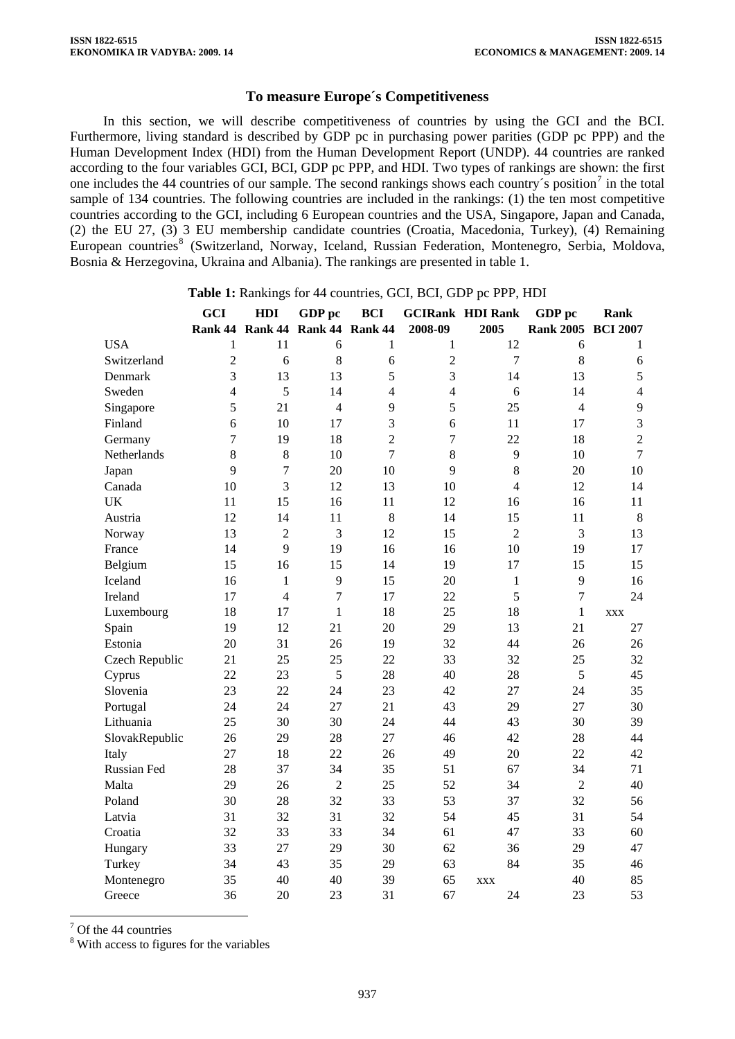## To measure Europe´s Competitiveness

In this section, we will describe competitiveness of countries by using the GCI and the BCI. Furthermore, living standard is described by GDP pc in purchasing power parities (GDP pc PPP) and the Human Development Index (HDI) from the Human Development Report (UNDP). 44 countries are ranked according to the four variables GCI, BCI, GDP pc PPP, and HDI. Two types of rankings are shown: the first one includes the 44 countries of our sample. The second rankings shows each country´s position[7] in the total sample of 134 countries. The following countries are included in the rankings: (1) the ten most competitive countries according to the GCI, including 6 European countries and the USA, Singapore, Japan and Canada, (2) the EU 27, (3) 3 EU membership candidate countries (Croatia, Macedonia, Turkey), (4) Remaining European countries[8] (Switzerland, Norway, Iceland, Russian Federation, Montenegro, Serbia, Moldova, Bosnia & Herzegovina, Ukraina and Albania). The rankings are presented in table 1.

**Table 1:** Rankings for 44 countries, GCI, BCI, GDP pc PPP, HDI

| | GCI Rank 44 | HDI Rank 44 | GDP pc Rank 44 | BCI Rank 44 | GCIRank 2008-09 | HDI Rank 2005 | GDP pc Rank 2005 | Rank BCI 2007 |
|---|---|---|---|---|---|---|---|---|
| USA | 1 | 11 | 6 | 1 | 1 | 12 | 6 | 1 |
| Switzerland | 2 | 6 | 8 | 6 | 2 | 7 | 8 | 6 |
| Denmark | 3 | 13 | 13 | 5 | 3 | 14 | 13 | 5 |
| Sweden | 4 | 5 | 14 | 4 | 4 | 6 | 14 | 4 |
| Singapore | 5 | 21 | 4 | 9 | 5 | 25 | 4 | 9 |
| Finland | 6 | 10 | 17 | 3 | 6 | 11 | 17 | 3 |
| Germany | 7 | 19 | 18 | 2 | 7 | 22 | 18 | 2 |
| Netherlands | 8 | 8 | 10 | 7 | 8 | 9 | 10 | 7 |
| Japan | 9 | 7 | 20 | 10 | 9 | 8 | 20 | 10 |
| Canada | 10 | 3 | 12 | 13 | 10 | 4 | 12 | 14 |
| UK | 11 | 15 | 16 | 11 | 12 | 16 | 16 | 11 |
| Austria | 12 | 14 | 11 | 8 | 14 | 15 | 11 | 8 |
| Norway | 13 | 2 | 3 | 12 | 15 | 2 | 3 | 13 |
| France | 14 | 9 | 19 | 16 | 16 | 10 | 19 | 17 |
| Belgium | 15 | 16 | 15 | 14 | 19 | 17 | 15 | 15 |
| Iceland | 16 | 1 | 9 | 15 | 20 | 1 | 9 | 16 |
| Ireland | 17 | 4 | 7 | 17 | 22 | 5 | 7 | 24 |
| Luxembourg | 18 | 17 | 1 | 18 | 25 | 18 | 1 | xxx |
| Spain | 19 | 12 | 21 | 20 | 29 | 13 | 21 | 27 |
| Estonia | 20 | 31 | 26 | 19 | 32 | 44 | 26 | 26 |
| Czech Republic | 21 | 25 | 25 | 22 | 33 | 32 | 25 | 32 |
| Cyprus | 22 | 23 | 5 | 28 | 40 | 28 | 5 | 45 |
| Slovenia | 23 | 22 | 24 | 23 | 42 | 27 | 24 | 35 |
| Portugal | 24 | 24 | 27 | 21 | 43 | 29 | 27 | 30 |
| Lithuania | 25 | 30 | 30 | 24 | 44 | 43 | 30 | 39 |
| SlovakRepublic | 26 | 29 | 28 | 27 | 46 | 42 | 28 | 44 |
| Italy | 27 | 18 | 22 | 26 | 49 | 20 | 22 | 42 |
| Russian Fed | 28 | 37 | 34 | 35 | 51 | 67 | 34 | 71 |
| Malta | 29 | 26 | 2 | 25 | 52 | 34 | 2 | 40 |
| Poland | 30 | 28 | 32 | 33 | 53 | 37 | 32 | 56 |
| Latvia | 31 | 32 | 31 | 32 | 54 | 45 | 31 | 54 |
| Croatia | 32 | 33 | 33 | 34 | 61 | 47 | 33 | 60 |
| Hungary | 33 | 27 | 29 | 30 | 62 | 36 | 29 | 47 |
| Turkey | 34 | 43 | 35 | 29 | 63 | 84 | 35 | 46 |
| Montenegro | 35 | 40 | 40 | 39 | 65 | xxx | 40 | 85 |
| Greece | 36 | 20 | 23 | 31 | 67 | 24 | 23 | 53 |

[7] Of the 44 countries

[8] With access to figures for the variables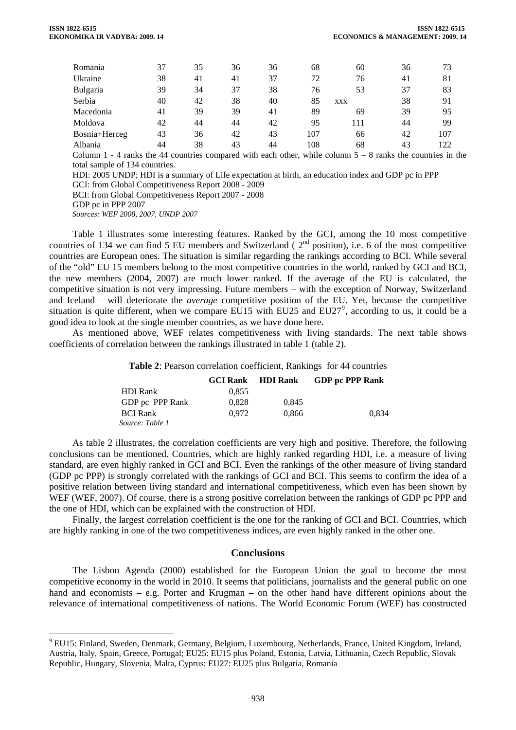| | | | | | | | | |
|---|---|---|---|---|---|---|---|---|
| Romania | 37 | 35 | 36 | 36 | 68 | 60 | 36 | 73 |
| Ukraine | 38 | 41 | 41 | 37 | 72 | 76 | 41 | 81 |
| Bulgaria | 39 | 34 | 37 | 38 | 76 | 53 | 37 | 83 |
| Serbia | 40 | 42 | 38 | 40 | 85 | xxx | 38 | 91 |
| Macedonia | 41 | 39 | 39 | 41 | 89 | 69 | 39 | 95 |
| Moldova | 42 | 44 | 44 | 42 | 95 | 111 | 44 | 99 |
| Bosnia+Herceg | 43 | 36 | 42 | 43 | 107 | 66 | 42 | 107 |
| Albania | 44 | 38 | 43 | 44 | 108 | 68 | 43 | 122 |

Column 1 - 4 ranks the 44 countries compared with each other, while column 5 – 8 ranks the countries in the total sample of 134 countries.

HDI: 2005 UNDP; HDI is a summary of Life expectation at birth, an education index and GDP pc in PPP

GCI: from Global Competitiveness Report 2008 - 2009

BCI: from Global Competitiveness Report 2007 - 2008

GDP pc in PPP 2007

*Sources: WEF 2008, 2007, UNDP 2007*

Table 1 illustrates some interesting features. Ranked by the GCI, among the 10 most competitive countries of 134 we can find 5 EU members and Switzerland ( 2nd position), i.e. 6 of the most competitive countries are European ones. The situation is similar regarding the rankings according to BCI. While several of the "old" EU 15 members belong to the most competitive countries in the world, ranked by GCI and BCI, the new members (2004, 2007) are much lower ranked. If the average of the EU is calculated, the competitive situation is not very impressing. Future members – with the exception of Norway, Switzerland and Iceland – will deteriorate the *average* competitive position of the EU. Yet, because the competitive situation is quite different, when we compare EU15 with EU25 and EU27[9], according to us, it could be a good idea to look at the single member countries, as we have done here.

As mentioned above, WEF relates competitiveness with living standards. The next table shows coefficients of correlation between the rankings illustrated in table 1 (table 2).

**Table 2**: Pearson correlation coefficient, Rankings for 44 countries

| | GCI Rank | HDI Rank | GDP pc PPP Rank |
|---|---|---|---|
| HDI Rank | 0,855 | | |
| GDP pc PPP Rank | 0,828 | 0,845 | |
| BCI Rank | 0,972 | 0,866 | 0,834 |

*Source: Table 1*

As table 2 illustrates, the correlation coefficients are very high and positive. Therefore, the following conclusions can be mentioned. Countries, which are highly ranked regarding HDI, i.e. a measure of living standard, are even highly ranked in GCI and BCI. Even the rankings of the other measure of living standard (GDP pc PPP) is strongly correlated with the rankings of GCI and BCI. This seems to confirm the idea of a positive relation between living standard and international competitiveness, which even has been shown by WEF (WEF, 2007). Of course, there is a strong positive correlation between the rankings of GDP pc PPP and the one of HDI, which can be explained with the construction of HDI.

Finally, the largest correlation coefficient is the one for the ranking of GCI and BCI. Countries, which are highly ranking in one of the two competitiveness indices, are even highly ranked in the other one.

## Conclusions

The Lisbon Agenda (2000) established for the European Union the goal to become the most competitive economy in the world in 2010. It seems that politicians, journalists and the general public on one hand and economists – e.g. Porter and Krugman – on the other hand have different opinions about the relevance of international competitiveness of nations. The World Economic Forum (WEF) has constructed

[9] EU15: Finland, Sweden, Denmark, Germany, Belgium, Luxembourg, Netherlands, France, United Kingdom, Ireland, Austria, Italy, Spain, Greece, Portugal; EU25: EU15 plus Poland, Estonia, Latvia, Lithuania, Czech Republic, Slovak Republic, Hungary, Slovenia, Malta, Cyprus; EU27: EU25 plus Bulgaria, Romania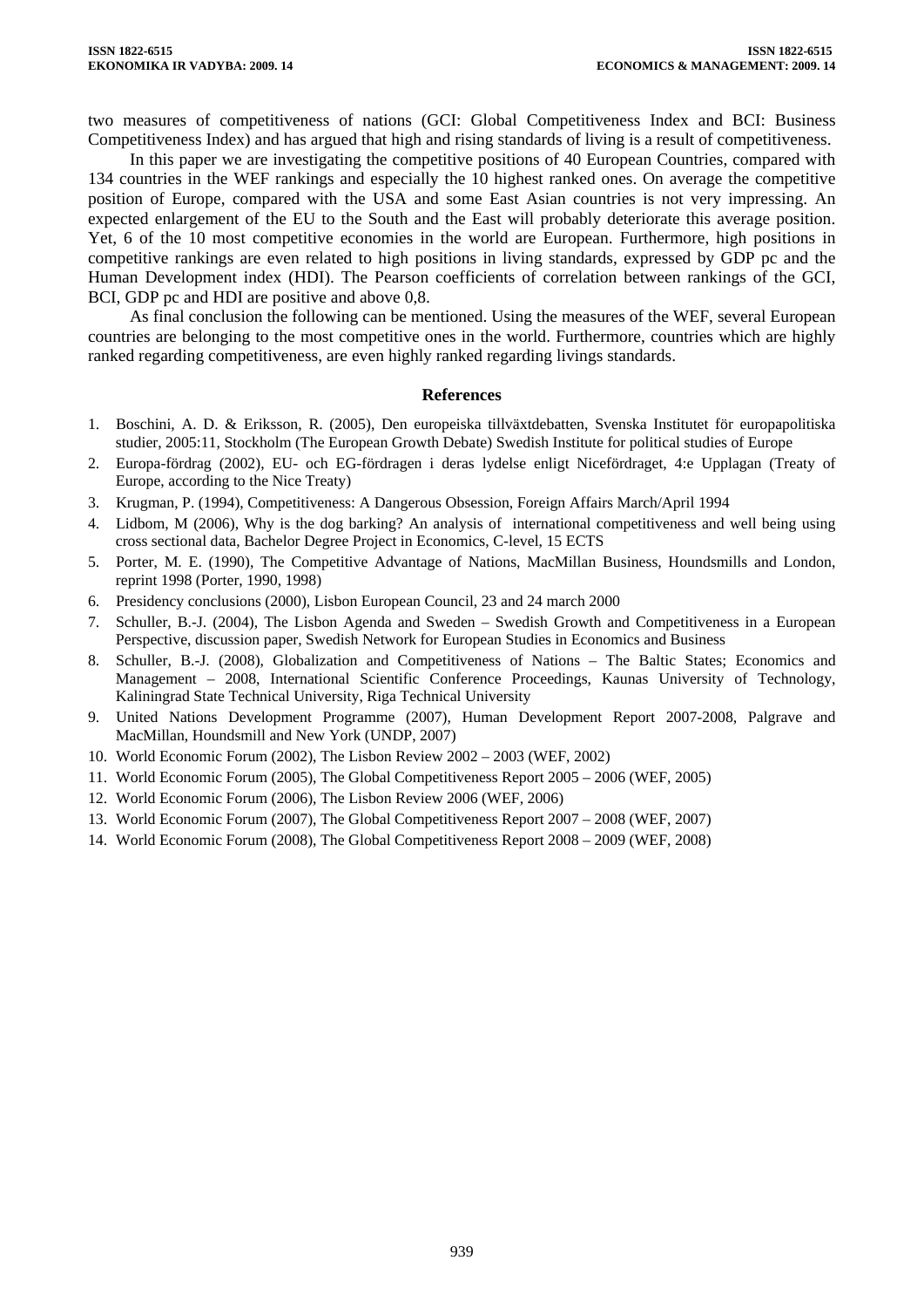two measures of competitiveness of nations (GCI: Global Competitiveness Index and BCI: Business Competitiveness Index) and has argued that high and rising standards of living is a result of competitiveness.

In this paper we are investigating the competitive positions of 40 European Countries, compared with 134 countries in the WEF rankings and especially the 10 highest ranked ones. On average the competitive position of Europe, compared with the USA and some East Asian countries is not very impressing. An expected enlargement of the EU to the South and the East will probably deteriorate this average position. Yet, 6 of the 10 most competitive economies in the world are European. Furthermore, high positions in competitive rankings are even related to high positions in living standards, expressed by GDP pc and the Human Development index (HDI). The Pearson coefficients of correlation between rankings of the GCI, BCI, GDP pc and HDI are positive and above 0,8.

As final conclusion the following can be mentioned. Using the measures of the WEF, several European countries are belonging to the most competitive ones in the world. Furthermore, countries which are highly ranked regarding competitiveness, are even highly ranked regarding livings standards.

## References

1. Boschini, A. D. & Eriksson, R. (2005), Den europeiska tillväxtdebatten, Svenska Institutet för europapolitiska studier, 2005:11, Stockholm (The European Growth Debate) Swedish Institute for political studies of Europe
2. Europa-fördrag (2002), EU- och EG-fördragen i deras lydelse enligt Nicefördraget, 4:e Upplagan (Treaty of Europe, according to the Nice Treaty)
3. Krugman, P. (1994), Competitiveness: A Dangerous Obsession, Foreign Affairs March/April 1994
4. Lidbom, M (2006), Why is the dog barking? An analysis of international competitiveness and well being using cross sectional data, Bachelor Degree Project in Economics, C-level, 15 ECTS
5. Porter, M. E. (1990), The Competitive Advantage of Nations, MacMillan Business, Houndsmills and London, reprint 1998 (Porter, 1990, 1998)
6. Presidency conclusions (2000), Lisbon European Council, 23 and 24 march 2000
7. Schuller, B.-J. (2004), The Lisbon Agenda and Sweden – Swedish Growth and Competitiveness in a European Perspective, discussion paper, Swedish Network for European Studies in Economics and Business
8. Schuller, B.-J. (2008), Globalization and Competitiveness of Nations – The Baltic States; Economics and Management – 2008, International Scientific Conference Proceedings, Kaunas University of Technology, Kaliningrad State Technical University, Riga Technical University
9. United Nations Development Programme (2007), Human Development Report 2007-2008, Palgrave and MacMillan, Houndsmill and New York (UNDP, 2007)
10. World Economic Forum (2002), The Lisbon Review 2002 – 2003 (WEF, 2002)
11. World Economic Forum (2005), The Global Competitiveness Report 2005 – 2006 (WEF, 2005)
12. World Economic Forum (2006), The Lisbon Review 2006 (WEF, 2006)
13. World Economic Forum (2007), The Global Competitiveness Report 2007 – 2008 (WEF, 2007)
14. World Economic Forum (2008), The Global Competitiveness Report 2008 – 2009 (WEF, 2008)